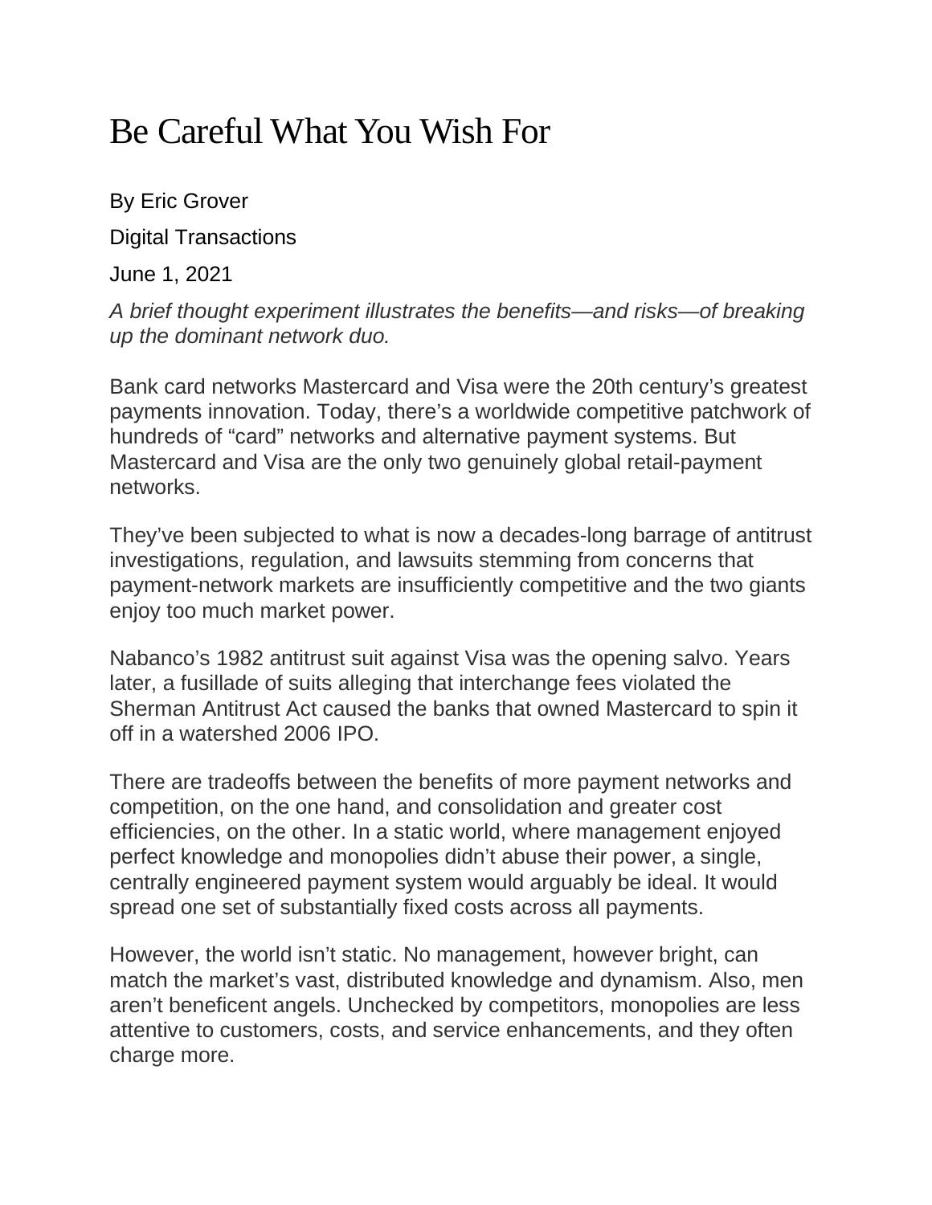# Be Careful What You Wish For

By Eric Grover

Digital Transactions

June 1, 2021

*A brief thought experiment illustrates the benefits—and risks—of breaking up the dominant network duo.*

Bank card networks Mastercard and Visa were the 20th century's greatest payments innovation. Today, there's a worldwide competitive patchwork of hundreds of "card" networks and alternative payment systems. But Mastercard and Visa are the only two genuinely global retail-payment networks.

They've been subjected to what is now a decades-long barrage of antitrust investigations, regulation, and lawsuits stemming from concerns that payment-network markets are insufficiently competitive and the two giants enjoy too much market power.

Nabanco's 1982 antitrust suit against Visa was the opening salvo. Years later, a fusillade of suits alleging that interchange fees violated the Sherman Antitrust Act caused the banks that owned Mastercard to spin it off in a watershed 2006 IPO.

There are tradeoffs between the benefits of more payment networks and competition, on the one hand, and consolidation and greater cost efficiencies, on the other. In a static world, where management enjoyed perfect knowledge and monopolies didn't abuse their power, a single, centrally engineered payment system would arguably be ideal. It would spread one set of substantially fixed costs across all payments.

However, the world isn't static. No management, however bright, can match the market's vast, distributed knowledge and dynamism. Also, men aren't beneficent angels. Unchecked by competitors, monopolies are less attentive to customers, costs, and service enhancements, and they often charge more.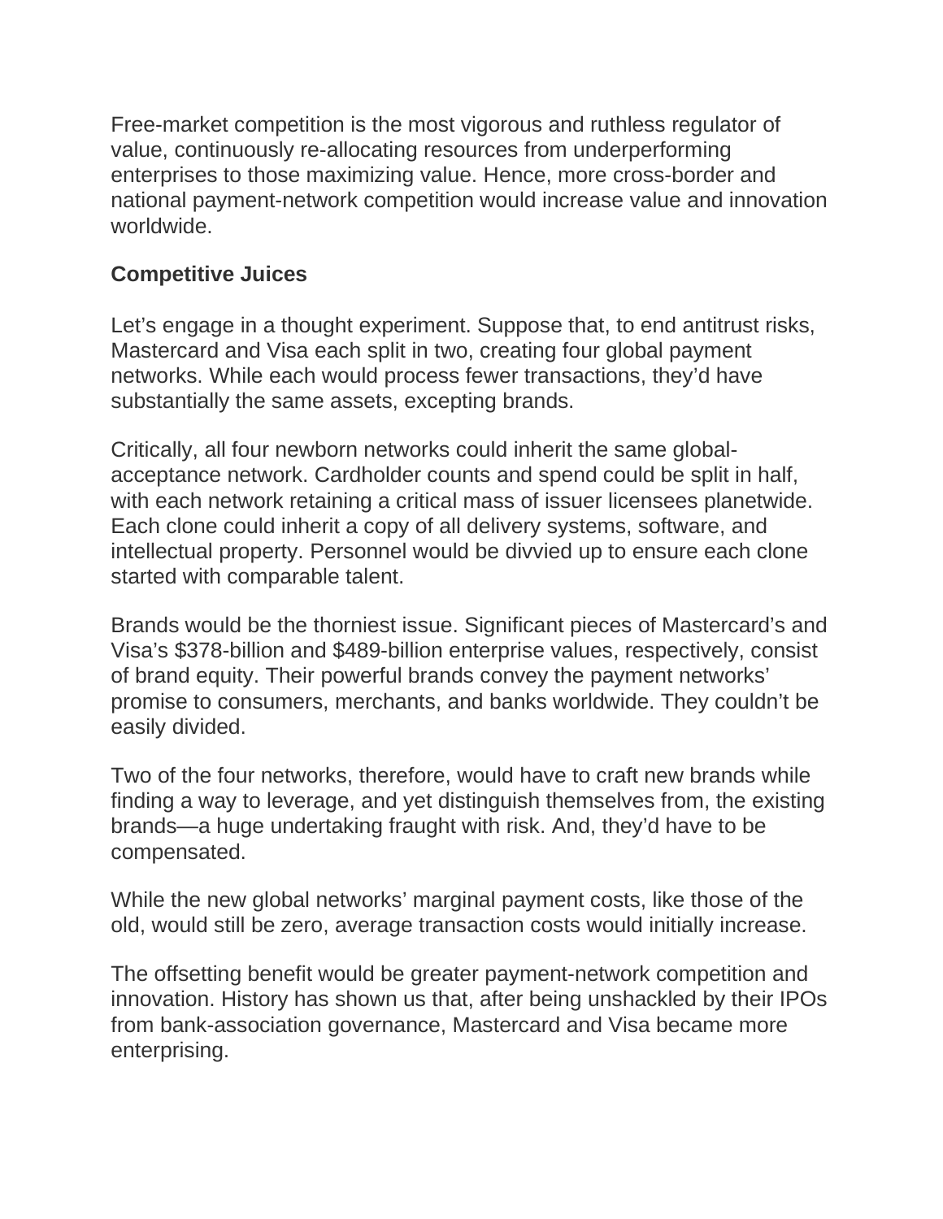Free-market competition is the most vigorous and ruthless regulator of value, continuously re-allocating resources from underperforming enterprises to those maximizing value. Hence, more cross-border and national payment-network competition would increase value and innovation worldwide.

**Competitive Juices**

Let's engage in a thought experiment. Suppose that, to end antitrust risks, Mastercard and Visa each split in two, creating four global payment networks. While each would process fewer transactions, they'd have substantially the same assets, excepting brands.

Critically, all four newborn networks could inherit the same global-acceptance network. Cardholder counts and spend could be split in half, with each network retaining a critical mass of issuer licensees planetwide. Each clone could inherit a copy of all delivery systems, software, and intellectual property. Personnel would be divvied up to ensure each clone started with comparable talent.

Brands would be the thorniest issue. Significant pieces of Mastercard's and Visa's $378-billion and $489-billion enterprise values, respectively, consist of brand equity. Their powerful brands convey the payment networks' promise to consumers, merchants, and banks worldwide. They couldn't be easily divided.

Two of the four networks, therefore, would have to craft new brands while finding a way to leverage, and yet distinguish themselves from, the existing brands—a huge undertaking fraught with risk. And, they'd have to be compensated.

While the new global networks' marginal payment costs, like those of the old, would still be zero, average transaction costs would initially increase.

The offsetting benefit would be greater payment-network competition and innovation. History has shown us that, after being unshackled by their IPOs from bank-association governance, Mastercard and Visa became more enterprising.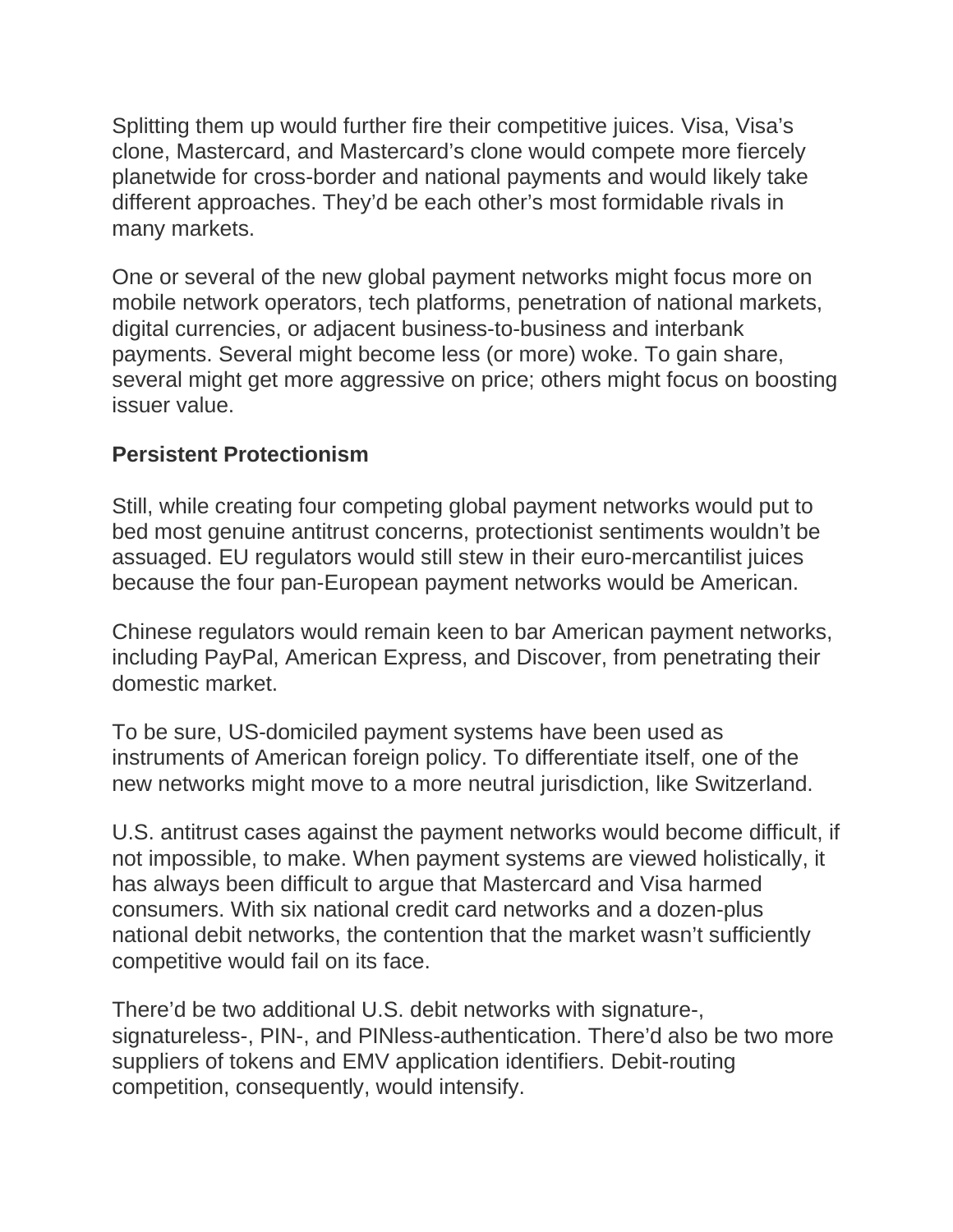Splitting them up would further fire their competitive juices. Visa, Visa's clone, Mastercard, and Mastercard's clone would compete more fiercely planetwide for cross-border and national payments and would likely take different approaches. They'd be each other's most formidable rivals in many markets.

One or several of the new global payment networks might focus more on mobile network operators, tech platforms, penetration of national markets, digital currencies, or adjacent business-to-business and interbank payments. Several might become less (or more) woke. To gain share, several might get more aggressive on price; others might focus on boosting issuer value.

**Persistent Protectionism**

Still, while creating four competing global payment networks would put to bed most genuine antitrust concerns, protectionist sentiments wouldn't be assuaged. EU regulators would still stew in their euro-mercantilist juices because the four pan-European payment networks would be American.

Chinese regulators would remain keen to bar American payment networks, including PayPal, American Express, and Discover, from penetrating their domestic market.

To be sure, US-domiciled payment systems have been used as instruments of American foreign policy. To differentiate itself, one of the new networks might move to a more neutral jurisdiction, like Switzerland.

U.S. antitrust cases against the payment networks would become difficult, if not impossible, to make. When payment systems are viewed holistically, it has always been difficult to argue that Mastercard and Visa harmed consumers. With six national credit card networks and a dozen-plus national debit networks, the contention that the market wasn't sufficiently competitive would fail on its face.

There'd be two additional U.S. debit networks with signature-, signatureless-, PIN-, and PINless-authentication. There'd also be two more suppliers of tokens and EMV application identifiers. Debit-routing competition, consequently, would intensify.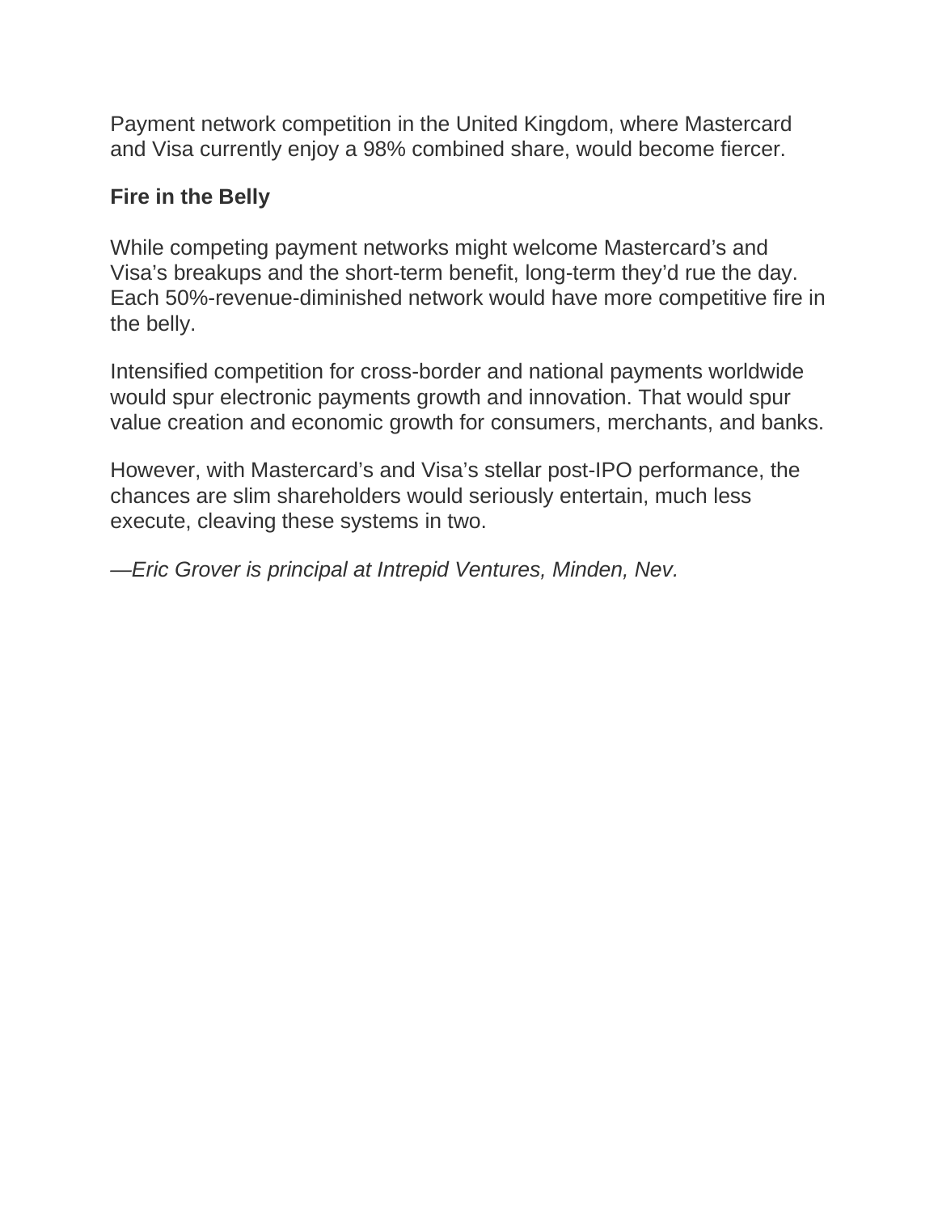Payment network competition in the United Kingdom, where Mastercard and Visa currently enjoy a 98% combined share, would become fiercer.

**Fire in the Belly**

While competing payment networks might welcome Mastercard's and Visa's breakups and the short-term benefit, long-term they'd rue the day. Each 50%-revenue-diminished network would have more competitive fire in the belly.

Intensified competition for cross-border and national payments worldwide would spur electronic payments growth and innovation. That would spur value creation and economic growth for consumers, merchants, and banks.

However, with Mastercard's and Visa's stellar post-IPO performance, the chances are slim shareholders would seriously entertain, much less execute, cleaving these systems in two.

—*Eric Grover is principal at Intrepid Ventures, Minden, Nev.*